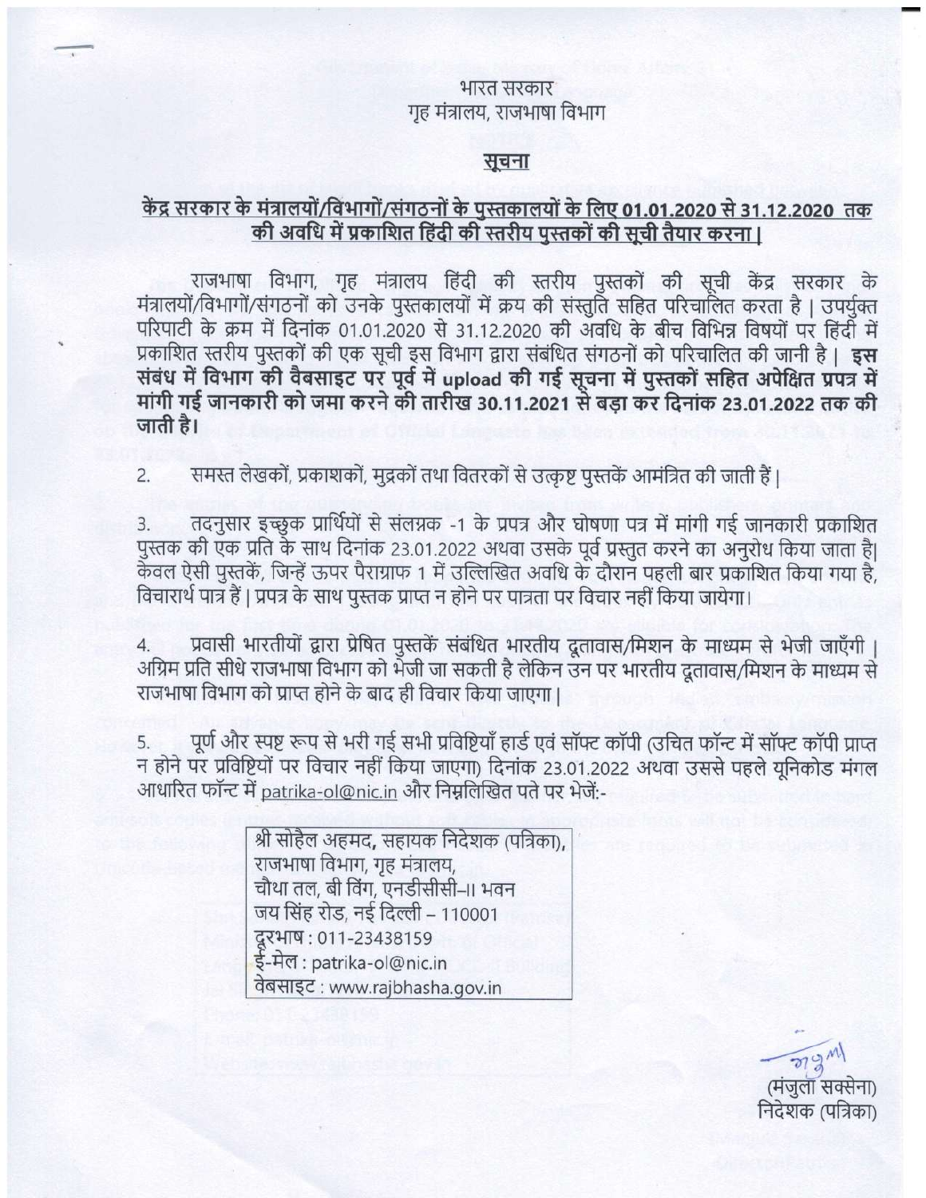भारत सरकार
गृह मंत्रालय, राजभाषा विभाग

## सूचना

### केंद्र सरकार के मंत्रालयों/विभागों/संगठनों के पुस्तकालयों के लिए 01.01.2020 से 31.12.2020 तक की अवधि में प्रकाशित हिंदी की स्तरीय पुस्तकों की सूची तैयार करना।

राजभाषा विभाग, गृह मंत्रालय हिंदी की स्तरीय पुस्तकों की सूची केंद्र सरकार के मंत्रालयों/विभागों/संगठनों को उनके पुस्तकालयों में क्रय की संस्तुति सहित परिचालित करता है। उपर्युक्त परिपाटी के क्रम में दिनांक 01.01.2020 से 31.12.2020 की अवधि के बीच विभिन्न विषयों पर हिंदी में प्रकाशित स्तरीय पुस्तकों की एक सूची इस विभाग द्वारा संबंधित संगठनों को परिचालित की जानी है। **इस संबंध में विभाग की वैबसाइट पर पूर्व में upload की गई सूचना में पुस्तकों सहित अपेक्षित प्रपत्र में मांगी गई जानकारी को जमा करने की तारीख 30.11.2021 से बढ़ा कर दिनांक 23.01.2022 तक की जाती है।**

2. समस्त लेखकों, प्रकाशकों, मुद्रकों तथा वितरकों से उत्कृष्ट पुस्तकें आमंत्रित की जाती हैं।

3. तदनुसार इच्छुक प्रार्थियों से संलग्नक -1 के प्रपत्र और घोषणा पत्र में मांगी गई जानकारी प्रकाशित पुस्तक की एक प्रति के साथ दिनांक 23.01.2022 अथवा उसके पूर्व प्रस्तुत करने का अनुरोध किया जाता है। केवल ऐसी पुस्तकें, जिन्हें ऊपर पैराग्राफ 1 में उल्लिखित अवधि के दौरान पहली बार प्रकाशित किया गया है, विचारार्थ पात्र हैं। प्रपत्र के साथ पुस्तक प्राप्त न होने पर पात्रता पर विचार नहीं किया जायेगा।

4. प्रवासी भारतीयों द्वारा प्रेषित पुस्तकें संबंधित भारतीय दूतावास/मिशन के माध्यम से भेजी जाएँगी। अग्रिम प्रति सीधे राजभाषा विभाग को भेजी जा सकती है लेकिन उन पर भारतीय दूतावास/मिशन के माध्यम से राजभाषा विभाग को प्राप्त होने के बाद ही विचार किया जाएगा।

5. पूर्ण और स्पष्ट रूप से भरी गई सभी प्रविष्टियाँ हार्ड एवं सॉफ्ट कॉपी (उचित फॉन्ट में सॉफ्ट कॉपी प्राप्त न होने पर प्रविष्टियों पर विचार नहीं किया जाएगा) दिनांक 23.01.2022 अथवा उससे पहले यूनिकोड मंगल आधारित फॉन्ट में patrika-ol@nic.in और निम्नलिखित पते पर भेजें:-

> श्री सोहैल अहमद, सहायक निदेशक (पत्रिका),
> राजभाषा विभाग, गृह मंत्रालय,
> चौथा तल, बी विंग, एनडीसीसी–II भवन
> जय सिंह रोड, नई दिल्ली – 110001
> दूरभाष : 011-23438159
> ई-मेल : patrika-ol@nic.in
> वेबसाइट : www.rajbhasha.gov.in

(मंजुला सक्सेना)
निदेशक (पत्रिका)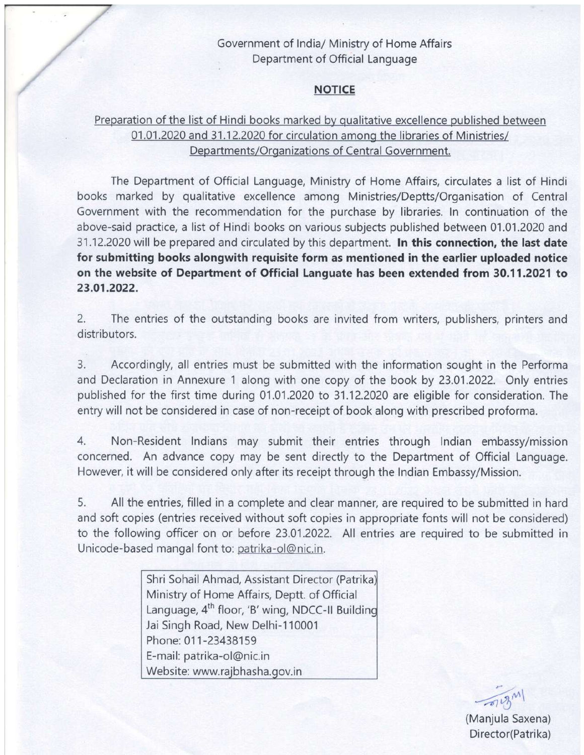Government of India/ Ministry of Home Affairs
Department of Official Language

## NOTICE

Preparation of the list of Hindi books marked by qualitative excellence published between 01.01.2020 and 31.12.2020 for circulation among the libraries of Ministries/ Departments/Organizations of Central Government.

The Department of Official Language, Ministry of Home Affairs, circulates a list of Hindi books marked by qualitative excellence among Ministries/Deptts/Organisation of Central Government with the recommendation for the purchase by libraries. In continuation of the above-said practice, a list of Hindi books on various subjects published between 01.01.2020 and 31.12.2020 will be prepared and circulated by this department. **In this connection, the last date for submitting books alongwith requisite form as mentioned in the earlier uploaded notice on the website of Department of Official Languate has been extended from 30.11.2021 to 23.01.2022.**

2. The entries of the outstanding books are invited from writers, publishers, printers and distributors.

3. Accordingly, all entries must be submitted with the information sought in the Performa and Declaration in Annexure 1 along with one copy of the book by 23.01.2022. Only entries published for the first time during 01.01.2020 to 31.12.2020 are eligible for consideration. The entry will not be considered in case of non-receipt of book along with prescribed proforma.

4. Non-Resident Indians may submit their entries through Indian embassy/mission concerned. An advance copy may be sent directly to the Department of Official Language. However, it will be considered only after its receipt through the Indian Embassy/Mission.

5. All the entries, filled in a complete and clear manner, are required to be submitted in hard and soft copies (entries received without soft copies in appropriate fonts will not be considered) to the following officer on or before 23.01.2022. All entries are required to be submitted in Unicode-based mangal font to: patrika-ol@nic.in.

Shri Sohail Ahmad, Assistant Director (Patrika)
Ministry of Home Affairs, Deptt. of Official Language, 4th floor, 'B' wing, NDCC-II Building
Jai Singh Road, New Delhi-110001
Phone: 011-23438159
E-mail: patrika-ol@nic.in
Website: www.rajbhasha.gov.in

(Manjula Saxena)
Director(Patrika)